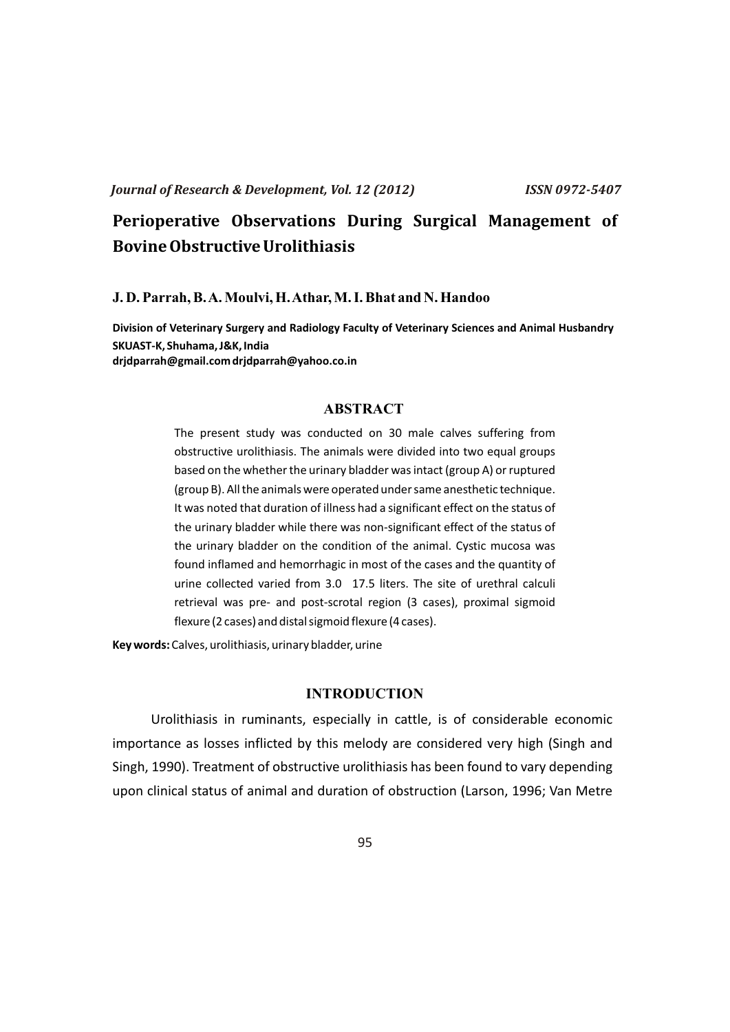*Journal of Research & Development, Vol. 12 (2012)* *ISSN 0972-5407*

# Perioperative Observations During Surgical Management of Bovine Obstructive Urolithiasis

**J. D. Parrah, B. A. Moulvi, H. Athar, M. I. Bhat and N. Handoo**

**Division of Veterinary Surgery and Radiology Faculty of Veterinary Sciences and Animal Husbandry SKUAST-K, Shuhama, J&K, India**
**drjdparrah@gmail.com drjdparrah@yahoo.co.in**

## ABSTRACT

The present study was conducted on 30 male calves suffering from obstructive urolithiasis. The animals were divided into two equal groups based on the whether the urinary bladder was intact (group A) or ruptured (group B). All the animals were operated under same anesthetic technique. It was noted that duration of illness had a significant effect on the status of the urinary bladder while there was non-significant effect of the status of the urinary bladder on the condition of the animal. Cystic mucosa was found inflamed and hemorrhagic in most of the cases and the quantity of urine collected varied from 3.0 17.5 liters. The site of urethral calculi retrieval was pre- and post-scrotal region (3 cases), proximal sigmoid flexure (2 cases) and distal sigmoid flexure (4 cases).

**Key words:** Calves, urolithiasis, urinary bladder, urine

## INTRODUCTION

Urolithiasis in ruminants, especially in cattle, is of considerable economic importance as losses inflicted by this melody are considered very high (Singh and Singh, 1990). Treatment of obstructive urolithiasis has been found to vary depending upon clinical status of animal and duration of obstruction (Larson, 1996; Van Metre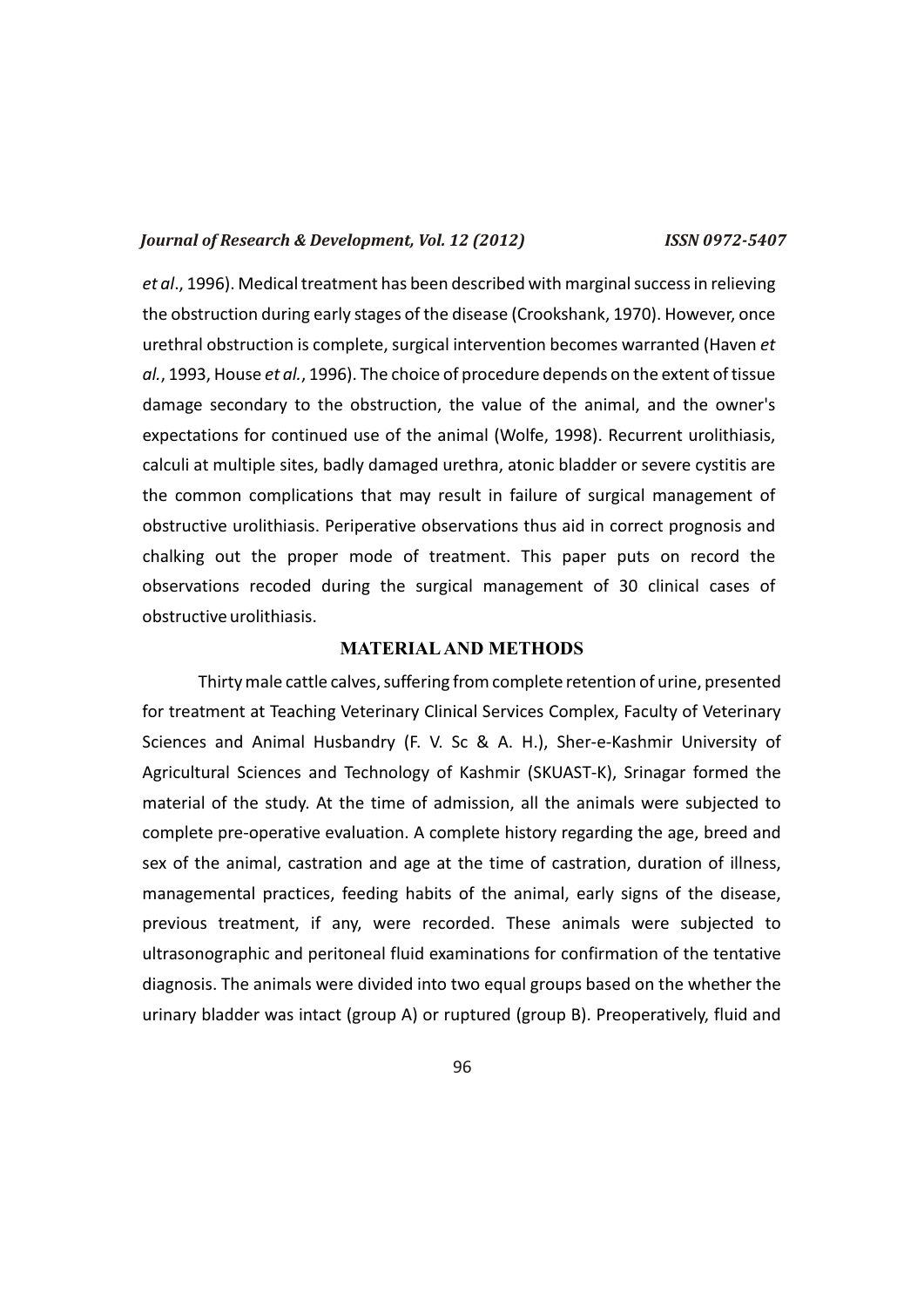*et al*., 1996). Medical treatment has been described with marginal success in relieving the obstruction during early stages of the disease (Crookshank, 1970). However, once urethral obstruction is complete, surgical intervention becomes warranted (Haven *et al.*, 1993, House *et al.*, 1996). The choice of procedure depends on the extent of tissue damage secondary to the obstruction, the value of the animal, and the owner's expectations for continued use of the animal (Wolfe, 1998). Recurrent urolithiasis, calculi at multiple sites, badly damaged urethra, atonic bladder or severe cystitis are the common complications that may result in failure of surgical management of obstructive urolithiasis. Periperative observations thus aid in correct prognosis and chalking out the proper mode of treatment. This paper puts on record the observations recoded during the surgical management of 30 clinical cases of obstructive urolithiasis.

## MATERIAL AND METHODS

Thirty male cattle calves, suffering from complete retention of urine, presented for treatment at Teaching Veterinary Clinical Services Complex, Faculty of Veterinary Sciences and Animal Husbandry (F. V. Sc & A. H.), Sher-e-Kashmir University of Agricultural Sciences and Technology of Kashmir (SKUAST-K), Srinagar formed the material of the study. At the time of admission, all the animals were subjected to complete pre-operative evaluation. A complete history regarding the age, breed and sex of the animal, castration and age at the time of castration, duration of illness, managemental practices, feeding habits of the animal, early signs of the disease, previous treatment, if any, were recorded. These animals were subjected to ultrasonographic and peritoneal fluid examinations for confirmation of the tentative diagnosis. The animals were divided into two equal groups based on the whether the urinary bladder was intact (group A) or ruptured (group B). Preoperatively, fluid and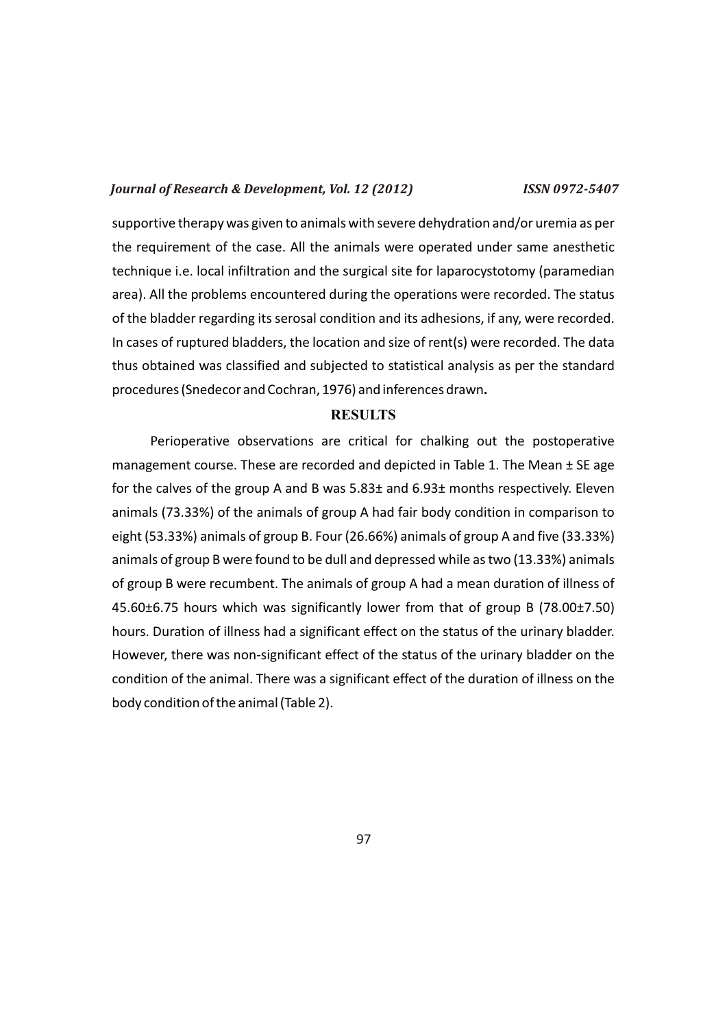supportive therapy was given to animals with severe dehydration and/or uremia as per the requirement of the case. All the animals were operated under same anesthetic technique i.e. local infiltration and the surgical site for laparocystotomy (paramedian area). All the problems encountered during the operations were recorded. The status of the bladder regarding its serosal condition and its adhesions, if any, were recorded. In cases of ruptured bladders, the location and size of rent(s) were recorded. The data thus obtained was classified and subjected to statistical analysis as per the standard procedures (Snedecor and Cochran, 1976) and inferences drawn**.**

## RESULTS

Perioperative observations are critical for chalking out the postoperative management course. These are recorded and depicted in Table 1. The Mean ± SE age for the calves of the group A and B was 5.83± and 6.93± months respectively. Eleven animals (73.33%) of the animals of group A had fair body condition in comparison to eight (53.33%) animals of group B. Four (26.66%) animals of group A and five (33.33%) animals of group B were found to be dull and depressed while as two (13.33%) animals of group B were recumbent. The animals of group A had a mean duration of illness of 45.60±6.75 hours which was significantly lower from that of group B (78.00±7.50) hours. Duration of illness had a significant effect on the status of the urinary bladder. However, there was non-significant effect of the status of the urinary bladder on the condition of the animal. There was a significant effect of the duration of illness on the body condition of the animal (Table 2).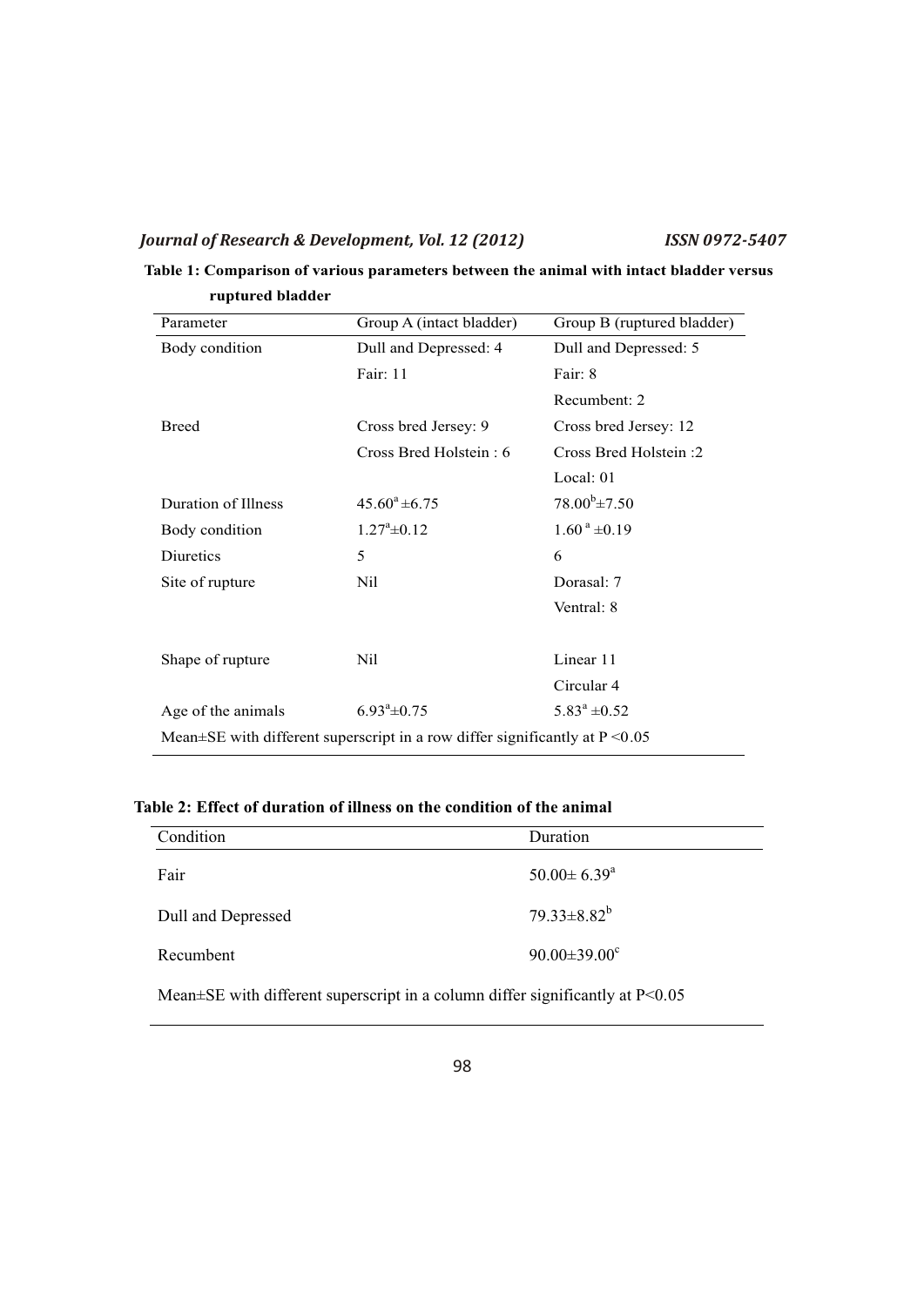**Table 1: Comparison of various parameters between the animal with intact bladder versus ruptured bladder**

| Parameter | Group A (intact bladder) | Group B (ruptured bladder) |
|---|---|---|
| Body condition | Dull and Depressed: 4 | Dull and Depressed: 5 |
| | Fair: 11 | Fair: 8 |
| | | Recumbent: 2 |
| Breed | Cross bred Jersey: 9 | Cross bred Jersey: 12 |
| | Cross Bred Holstein : 6 | Cross Bred Holstein :2 |
| | | Local: 01 |
| Duration of Illness | $45.60^{a} \pm 6.75$ | $78.00^{b} \pm 7.50$ |
| Body condition | $1.27^{a} \pm 0.12$ | $1.60^{a} \pm 0.19$ |
| Diuretics | 5 | 6 |
| Site of rupture | Nil | Dorasal: 7 |
| | | Ventral: 8 |
| Shape of rupture | Nil | Linear 11 |
| | | Circular 4 |
| Age of the animals | $6.93^{a} \pm 0.75$ | $5.83^{a} \pm 0.52$ |

Mean±SE with different superscript in a row differ significantly at $P < 0.05$

**Table 2: Effect of duration of illness on the condition of the animal**

| Condition | Duration |
|---|---|
| Fair | $50.00 \pm 6.39^{a}$ |
| Dull and Depressed | $79.33 \pm 8.82^{b}$ |
| Recumbent | $90.00 \pm 39.00^{c}$ |

Mean±SE with different superscript in a column differ significantly at $P<0.05$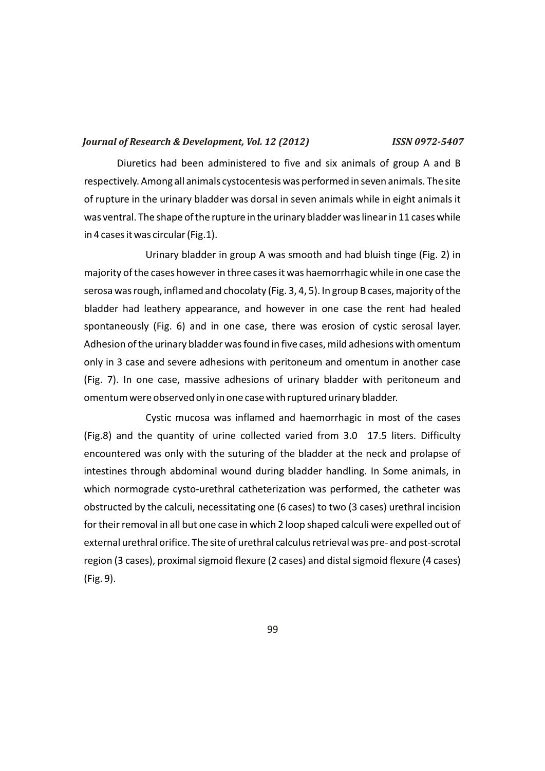Diuretics had been administered to five and six animals of group A and B respectively. Among all animals cystocentesis was performed in seven animals. The site of rupture in the urinary bladder was dorsal in seven animals while in eight animals it was ventral. The shape of the rupture in the urinary bladder was linear in 11 cases while in 4 cases it was circular (Fig.1).

Urinary bladder in group A was smooth and had bluish tinge (Fig. 2) in majority of the cases however in three cases it was haemorrhagic while in one case the serosa was rough, inflamed and chocolaty (Fig. 3, 4, 5). In group B cases, majority of the bladder had leathery appearance, and however in one case the rent had healed spontaneously (Fig. 6) and in one case, there was erosion of cystic serosal layer. Adhesion of the urinary bladder was found in five cases, mild adhesions with omentum only in 3 case and severe adhesions with peritoneum and omentum in another case (Fig. 7). In one case, massive adhesions of urinary bladder with peritoneum and omentum were observed only in one case with ruptured urinary bladder.

Cystic mucosa was inflamed and haemorrhagic in most of the cases (Fig.8) and the quantity of urine collected varied from 3.0 17.5 liters. Difficulty encountered was only with the suturing of the bladder at the neck and prolapse of intestines through abdominal wound during bladder handling. In Some animals, in which normograde cysto-urethral catheterization was performed, the catheter was obstructed by the calculi, necessitating one (6 cases) to two (3 cases) urethral incision for their removal in all but one case in which 2 loop shaped calculi were expelled out of external urethral orifice. The site of urethral calculus retrieval was pre- and post-scrotal region (3 cases), proximal sigmoid flexure (2 cases) and distal sigmoid flexure (4 cases) (Fig. 9).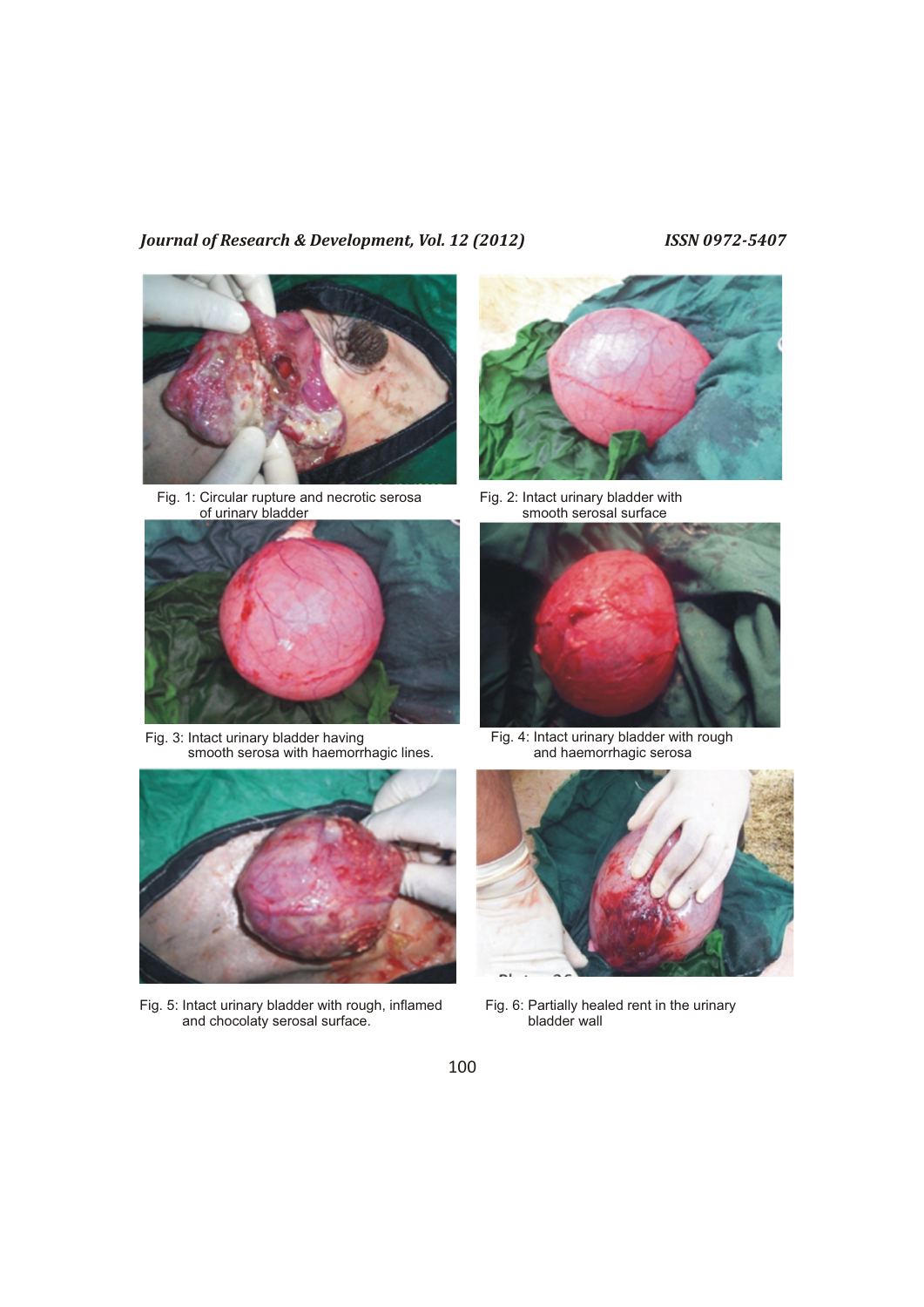Fig. 1: Circular rupture and necrotic serosa of urinary bladder

Fig. 2: Intact urinary bladder with smooth serosal surface

Fig. 3: Intact urinary bladder having smooth serosa with haemorrhagic lines.

Fig. 4: Intact urinary bladder with rough and haemorrhagic serosa

Fig. 5: Intact urinary bladder with rough, inflamed and chocolaty serosal surface.

Fig. 6: Partially healed rent in the urinary bladder wall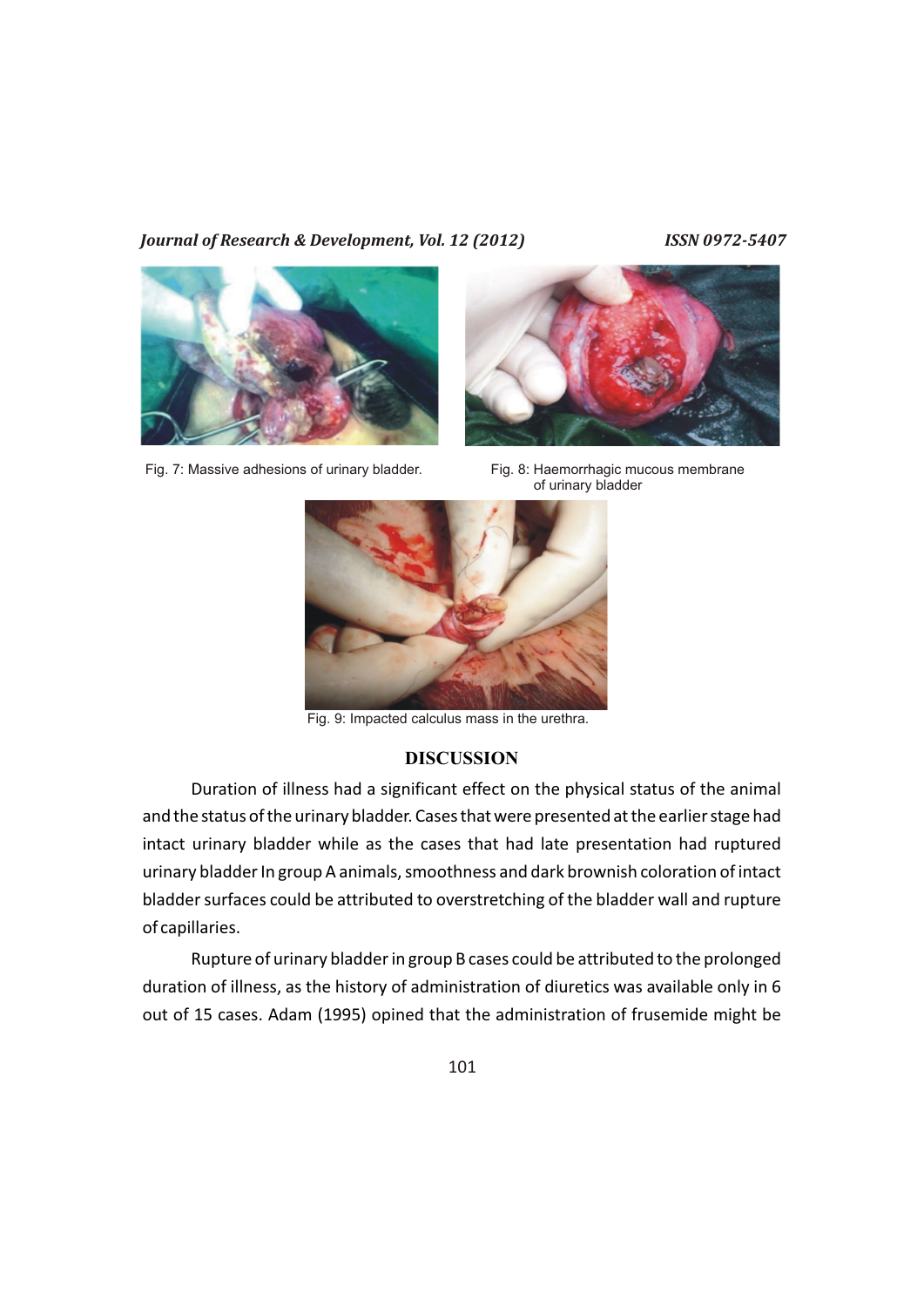Fig. 7: Massive adhesions of urinary bladder.

Fig. 8: Haemorrhagic mucous membrane of urinary bladder

Fig. 9: Impacted calculus mass in the urethra.

## DISCUSSION

Duration of illness had a significant effect on the physical status of the animal and the status of the urinary bladder. Cases that were presented at the earlier stage had intact urinary bladder while as the cases that had late presentation had ruptured urinary bladder In group A animals, smoothness and dark brownish coloration of intact bladder surfaces could be attributed to overstretching of the bladder wall and rupture of capillaries.

Rupture of urinary bladder in group B cases could be attributed to the prolonged duration of illness, as the history of administration of diuretics was available only in 6 out of 15 cases. Adam (1995) opined that the administration of frusemide might be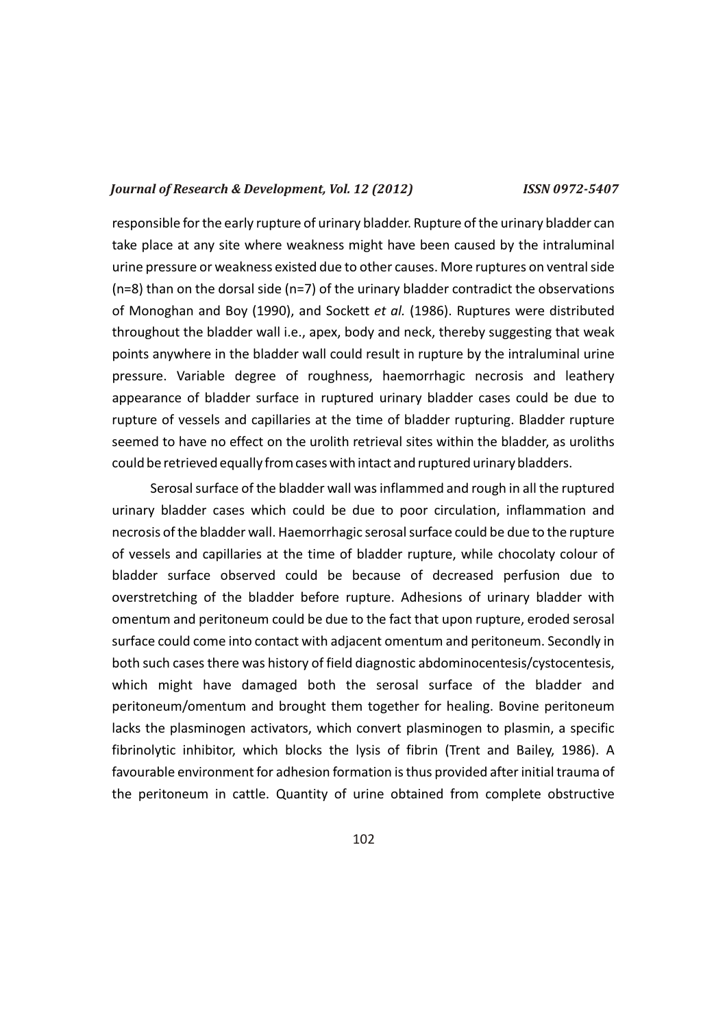responsible for the early rupture of urinary bladder. Rupture of the urinary bladder can take place at any site where weakness might have been caused by the intraluminal urine pressure or weakness existed due to other causes. More ruptures on ventral side (n=8) than on the dorsal side (n=7) of the urinary bladder contradict the observations of Monoghan and Boy (1990), and Sockett *et al.* (1986). Ruptures were distributed throughout the bladder wall i.e., apex, body and neck, thereby suggesting that weak points anywhere in the bladder wall could result in rupture by the intraluminal urine pressure. Variable degree of roughness, haemorrhagic necrosis and leathery appearance of bladder surface in ruptured urinary bladder cases could be due to rupture of vessels and capillaries at the time of bladder rupturing. Bladder rupture seemed to have no effect on the urolith retrieval sites within the bladder, as uroliths could be retrieved equally from cases with intact and ruptured urinary bladders.

Serosal surface of the bladder wall was inflammed and rough in all the ruptured urinary bladder cases which could be due to poor circulation, inflammation and necrosis of the bladder wall. Haemorrhagic serosal surface could be due to the rupture of vessels and capillaries at the time of bladder rupture, while chocolaty colour of bladder surface observed could be because of decreased perfusion due to overstretching of the bladder before rupture. Adhesions of urinary bladder with omentum and peritoneum could be due to the fact that upon rupture, eroded serosal surface could come into contact with adjacent omentum and peritoneum. Secondly in both such cases there was history of field diagnostic abdominocentesis/cystocentesis, which might have damaged both the serosal surface of the bladder and peritoneum/omentum and brought them together for healing. Bovine peritoneum lacks the plasminogen activators, which convert plasminogen to plasmin, a specific fibrinolytic inhibitor, which blocks the lysis of fibrin (Trent and Bailey, 1986). A favourable environment for adhesion formation is thus provided after initial trauma of the peritoneum in cattle. Quantity of urine obtained from complete obstructive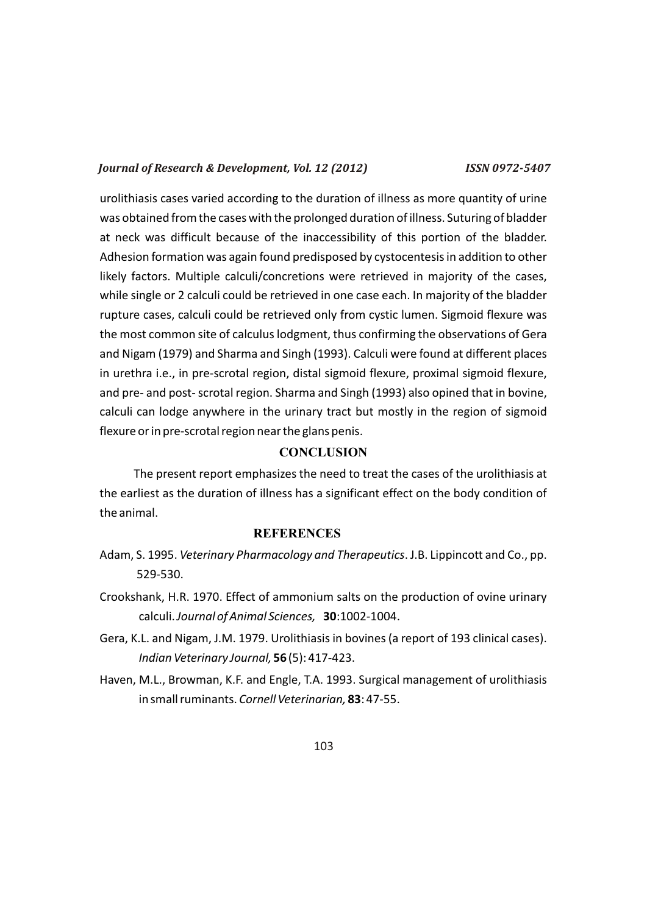urolithiasis cases varied according to the duration of illness as more quantity of urine was obtained from the cases with the prolonged duration of illness. Suturing of bladder at neck was difficult because of the inaccessibility of this portion of the bladder. Adhesion formation was again found predisposed by cystocentesis in addition to other likely factors. Multiple calculi/concretions were retrieved in majority of the cases, while single or 2 calculi could be retrieved in one case each. In majority of the bladder rupture cases, calculi could be retrieved only from cystic lumen. Sigmoid flexure was the most common site of calculus lodgment, thus confirming the observations of Gera and Nigam (1979) and Sharma and Singh (1993). Calculi were found at different places in urethra i.e., in pre-scrotal region, distal sigmoid flexure, proximal sigmoid flexure, and pre- and post- scrotal region. Sharma and Singh (1993) also opined that in bovine, calculi can lodge anywhere in the urinary tract but mostly in the region of sigmoid flexure or in pre-scrotal region near the glans penis.

## CONCLUSION

The present report emphasizes the need to treat the cases of the urolithiasis at the earliest as the duration of illness has a significant effect on the body condition of the animal.

## REFERENCES

Adam, S. 1995. *Veterinary Pharmacology and Therapeutics*. J.B. Lippincott and Co., pp. 529-530.

Crookshank, H.R. 1970. Effect of ammonium salts on the production of ovine urinary calculi. *Journal of Animal Sciences,* **30**:1002-1004.

Gera, K.L. and Nigam, J.M. 1979. Urolithiasis in bovines (a report of 193 clinical cases). *Indian Veterinary Journal,* **56** (5): 417-423.

Haven, M.L., Browman, K.F. and Engle, T.A. 1993. Surgical management of urolithiasis in small ruminants. *Cornell Veterinarian,* **83**: 47-55.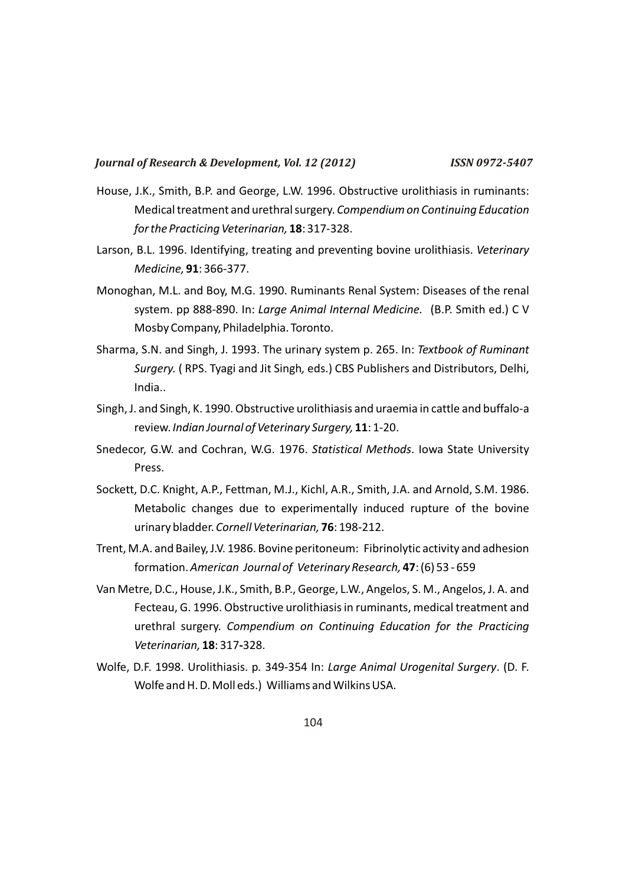House, J.K., Smith, B.P. and George, L.W. 1996. Obstructive urolithiasis in ruminants: Medical treatment and urethral surgery. *Compendium on Continuing Education for the Practicing Veterinarian,* **18**: 317-328.

Larson, B.L. 1996. Identifying, treating and preventing bovine urolithiasis. *Veterinary Medicine,* **91**: 366-377.

Monoghan, M.L. and Boy, M.G. 1990. Ruminants Renal System: Diseases of the renal system. pp 888-890. In: *Large Animal Internal Medicine.* (B.P. Smith ed.) C V Mosby Company, Philadelphia. Toronto.

Sharma, S.N. and Singh, J. 1993. The urinary system p. 265. In: *Textbook of Ruminant Surgery.* ( RPS. Tyagi and Jit Singh*,* eds.) CBS Publishers and Distributors, Delhi, India..

Singh, J. and Singh, K. 1990. Obstructive urolithiasis and uraemia in cattle and buffalo-a review. *Indian Journal of Veterinary Surgery,* **11**: 1-20.

Snedecor, G.W. and Cochran, W.G. 1976. *Statistical Methods*. Iowa State University Press.

Sockett, D.C. Knight, A.P., Fettman, M.J., Kichl, A.R., Smith, J.A. and Arnold, S.M. 1986. Metabolic changes due to experimentally induced rupture of the bovine urinary bladder. *Cornell Veterinarian,* **76**: 198-212.

Trent, M.A. and Bailey, J.V. 1986. Bovine peritoneum: Fibrinolytic activity and adhesion formation. *American Journal of Veterinary Research,* **47**: (6) 53 - 659

Van Metre, D.C., House, J.K., Smith, B.P., George, L.W., Angelos, S. M., Angelos, J. A. and Fecteau, G. 1996. Obstructive urolithiasis in ruminants, medical treatment and urethral surgery. *Compendium on Continuing Education for the Practicing Veterinarian,* **18**: 317-328.

Wolfe, D.F. 1998. Urolithiasis. p. 349-354 In: *Large Animal Urogenital Surgery*. (D. F. Wolfe and H. D. Moll eds.) Williams and Wilkins USA.